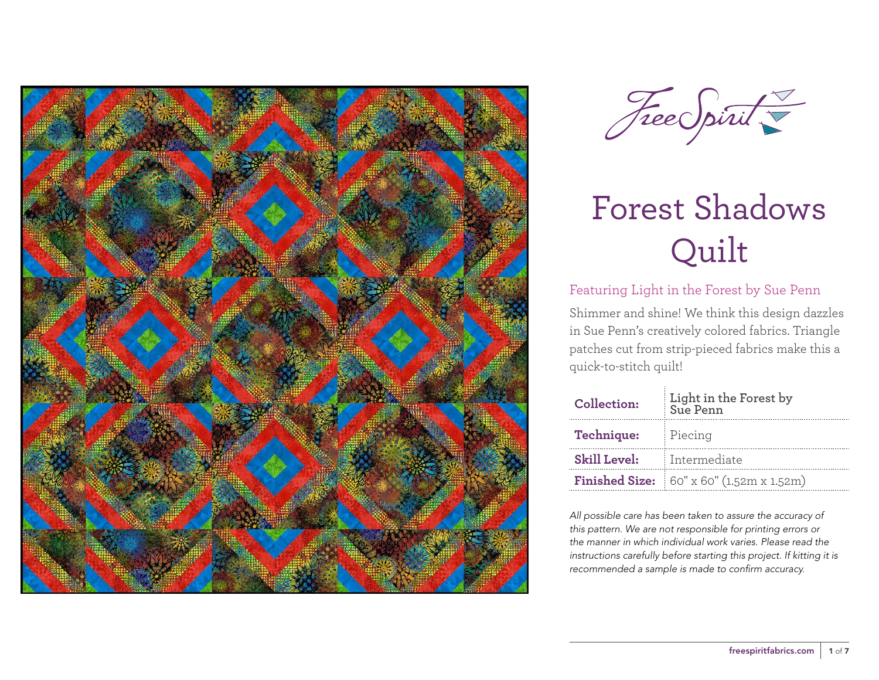# Forest Shadows Quilt

Featuring Light in the Forest by Sue Penn

Shimmer and shine! We think this design dazzles in Sue Penn's creatively colored fabrics. Triangle patches cut from strip-pieced fabrics make this a quick-to-stitch quilt!

| | |
|---|---|
| **Collection:** | **Light in the Forest by Sue Penn** |
| **Technique:** | Piecing |
| **Skill Level:** | Intermediate |
| **Finished Size:** | 60" x 60" (1.52m x 1.52m) |

*All possible care has been taken to assure the accuracy of this pattern. We are not responsible for printing errors or the manner in which individual work varies. Please read the instructions carefully before starting this project. If kitting it is recommended a sample is made to confirm accuracy.*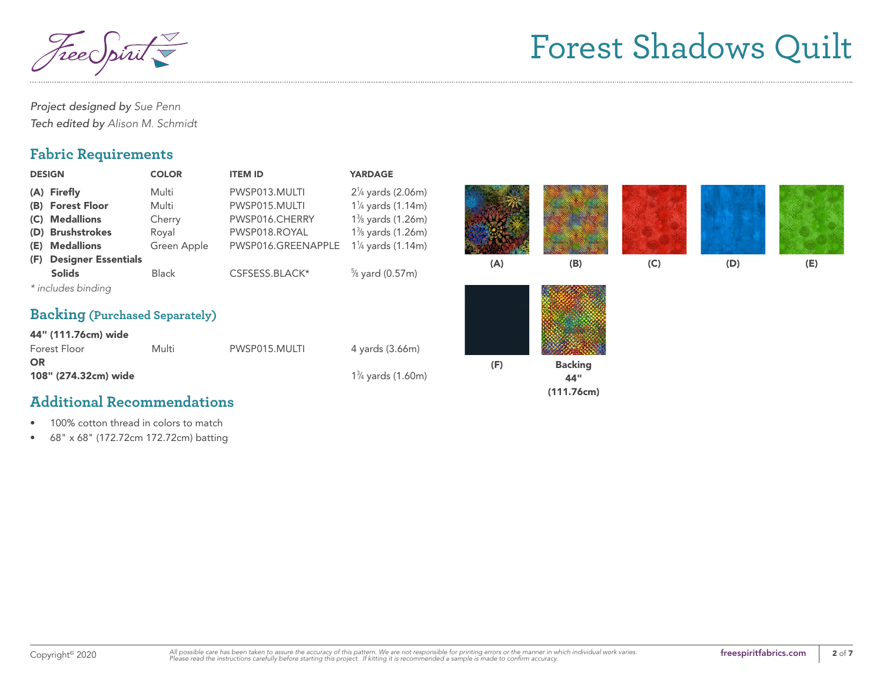# Forest Shadows Quilt

*Project designed by* *Sue Penn*
*Tech edited by* *Alison M. Schmidt*

## Fabric Requirements

| DESIGN | COLOR | ITEM ID | YARDAGE |
|---|---|---|---|
| **(A) Firefly** | Multi | PWSP013.MULTI | 2¼ yards (2.06m) |
| **(B) Forest Floor** | Multi | PWSP015.MULTI | 1¼ yards (1.14m) |
| **(C) Medallions** | Cherry | PWSP016.CHERRY | 1⅜ yards (1.26m) |
| **(D) Brushstrokes** | Royal | PWSP018.ROYAL | 1⅜ yards (1.26m) |
| **(E) Medallions** | Green Apple | PWSP016.GREENAPPLE | 1¼ yards (1.14m) |
| **(F) Designer Essentials Solids** | Black | CSFSESS.BLACK* | ⅝ yard (0.57m) |

*\* includes binding*

(A) (B) (C) (D) (E)

(F) Backing 44" (111.76cm)

## Backing (Purchased Separately)

**44" (111.76cm) wide**

| | | | |
|---|---|---|---|
| Forest Floor | Multi | PWSP015.MULTI | 4 yards (3.66m) |

**OR**

**108" (274.32cm) wide** — 1¾ yards (1.60m)

## Additional Recommendations

- 100% cotton thread in colors to match
- 68" x 68" (172.72cm 172.72cm) batting

Copyright© 2020

*All possible care has been taken to assure the accuracy of this pattern. We are not responsible for printing errors or the manner in which individual work varies. Please read the instructions carefully before starting this project. If kitting it is recommended a sample is made to confirm accuracy.*

**freespiritfabrics.com**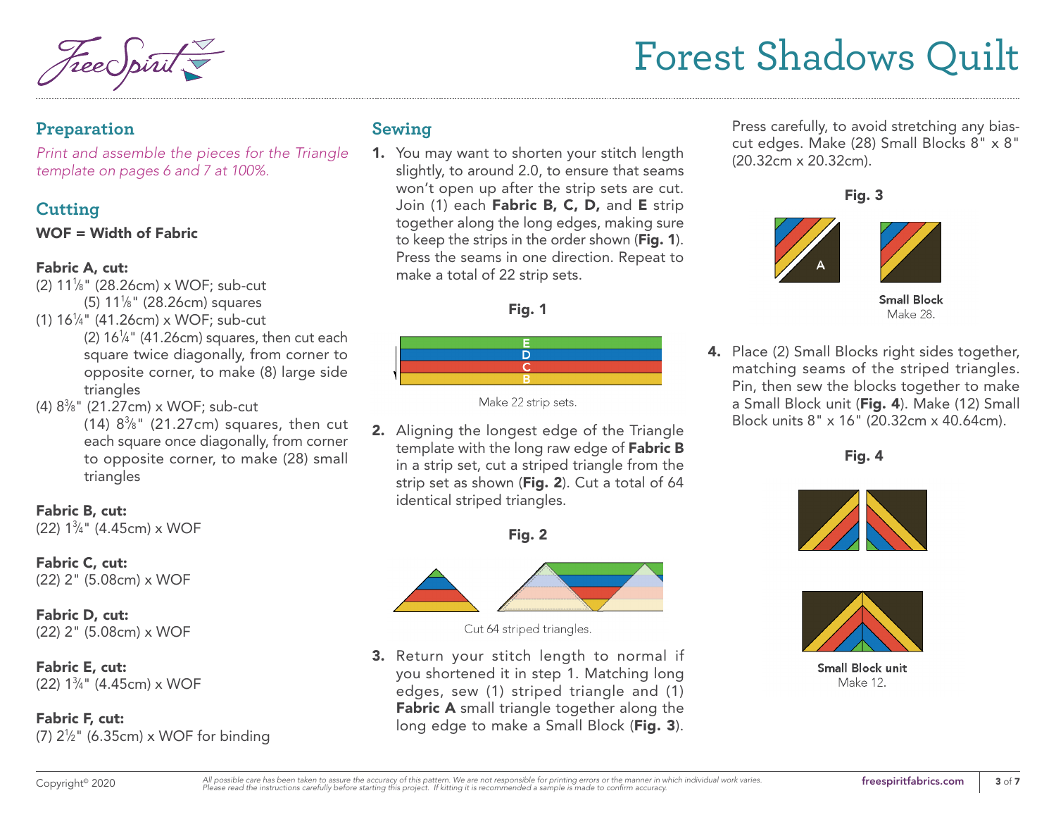# Forest Shadows Quilt

## Preparation

*Print and assemble the pieces for the Triangle template on pages 6 and 7 at 100%.*

## Cutting

**WOF = Width of Fabric**

**Fabric A, cut:**

(2) 11⅛" (28.26cm) x WOF; sub-cut (5) 11⅛" (28.26cm) squares

(1) 16¼" (41.26cm) x WOF; sub-cut (2) 16¼" (41.26cm) squares, then cut each square twice diagonally, from corner to opposite corner, to make (8) large side triangles

(4) 8⅜" (21.27cm) x WOF; sub-cut (14) 8⅜" (21.27cm) squares, then cut each square once diagonally, from corner to opposite corner, to make (28) small triangles

**Fabric B, cut:**

(22) 1¾" (4.45cm) x WOF

**Fabric C, cut:**

(22) 2" (5.08cm) x WOF

**Fabric D, cut:**

(22) 2" (5.08cm) x WOF

**Fabric E, cut:**

(22) 1¾" (4.45cm) x WOF

**Fabric F, cut:**

(7) 2½" (6.35cm) x WOF for binding

## Sewing

**1.** You may want to shorten your stitch length slightly, to around 2.0, to ensure that seams won't open up after the strip sets are cut. Join (1) each **Fabric B, C, D,** and **E** strip together along the long edges, making sure to keep the strips in the order shown (**Fig. 1**). Press the seams in one direction. Repeat to make a total of 22 strip sets.

**Fig. 1**

E D C B

Make 22 strip sets.

**2.** Aligning the longest edge of the Triangle template with the long raw edge of **Fabric B** in a strip set, cut a striped triangle from the strip set as shown (**Fig. 2**). Cut a total of 64 identical striped triangles.

**Fig. 2**

Cut 64 striped triangles.

**3.** Return your stitch length to normal if you shortened it in step 1. Matching long edges, sew (1) striped triangle and (1) **Fabric A** small triangle together along the long edge to make a Small Block (**Fig. 3**). Press carefully, to avoid stretching any bias-cut edges. Make (28) Small Blocks 8" x 8" (20.32cm x 20.32cm).

**Fig. 3**

A

**Small Block**
Make 28.

**4.** Place (2) Small Blocks right sides together, matching seams of the striped triangles. Pin, then sew the blocks together to make a Small Block unit (**Fig. 4**). Make (12) Small Block units 8" x 16" (20.32cm x 40.64cm).

**Fig. 4**

**Small Block unit**
Make 12.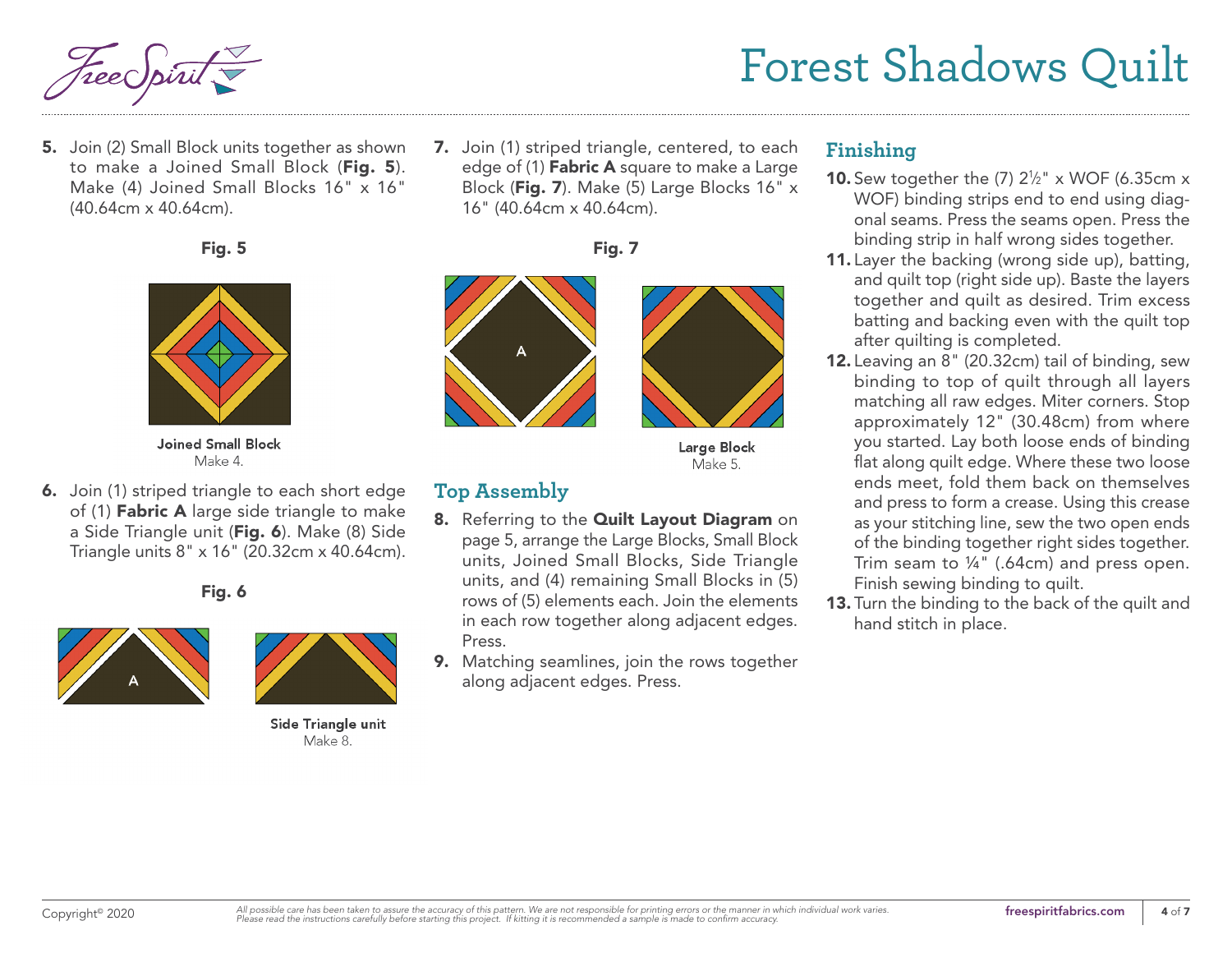5. Join (2) Small Block units together as shown to make a Joined Small Block (**Fig. 5**). Make (4) Joined Small Blocks 16" x 16" (40.64cm x 40.64cm).

**Fig. 5**

**Joined Small Block**
Make 4.

6. Join (1) striped triangle to each short edge of (1) **Fabric A** large side triangle to make a Side Triangle unit (**Fig. 6**). Make (8) Side Triangle units 8" x 16" (20.32cm x 40.64cm).

**Fig. 6**

**Side Triangle unit**
Make 8.

7. Join (1) striped triangle, centered, to each edge of (1) **Fabric A** square to make a Large Block (**Fig. 7**). Make (5) Large Blocks 16" x 16" (40.64cm x 40.64cm).

**Fig. 7**

**Large Block**
Make 5.

## Top Assembly

8. Referring to the **Quilt Layout Diagram** on page 5, arrange the Large Blocks, Small Block units, Joined Small Blocks, Side Triangle units, and (4) remaining Small Blocks in (5) rows of (5) elements each. Join the elements in each row together along adjacent edges. Press.
9. Matching seamlines, join the rows together along adjacent edges. Press.

## Finishing

10. Sew together the (7) 2½" x WOF (6.35cm x WOF) binding strips end to end using diagonal seams. Press the seams open. Press the binding strip in half wrong sides together.
11. Layer the backing (wrong side up), batting, and quilt top (right side up). Baste the layers together and quilt as desired. Trim excess batting and backing even with the quilt top after quilting is completed.
12. Leaving an 8" (20.32cm) tail of binding, sew binding to top of quilt through all layers matching all raw edges. Miter corners. Stop approximately 12" (30.48cm) from where you started. Lay both loose ends of binding flat along quilt edge. Where these two loose ends meet, fold them back on themselves and press to form a crease. Using this crease as your stitching line, sew the two open ends of the binding together right sides together. Trim seam to ¼" (.64cm) and press open. Finish sewing binding to quilt.
13. Turn the binding to the back of the quilt and hand stitch in place.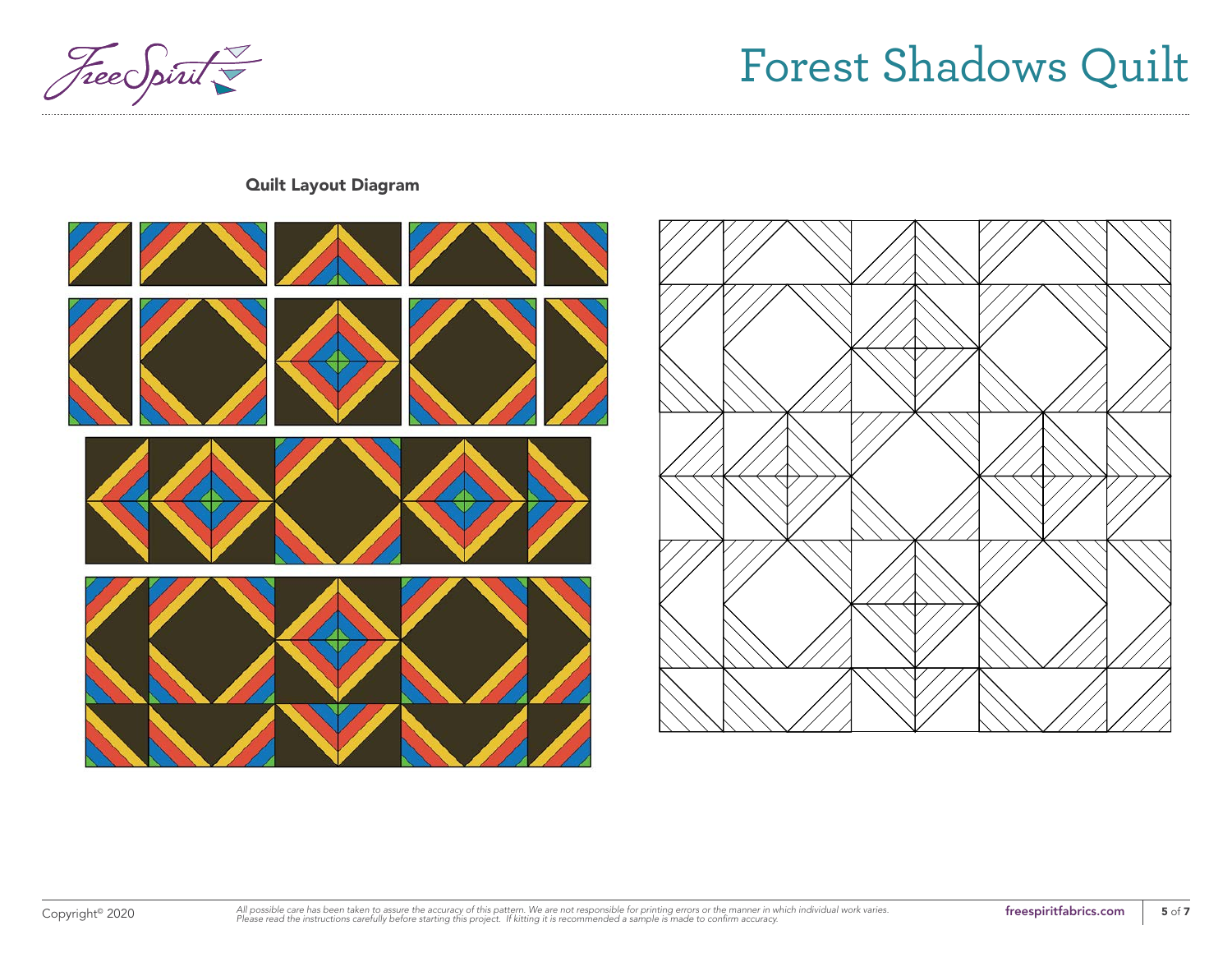**Quilt Layout Diagram**

Copyright© 2020

*All possible care has been taken to assure the accuracy of this pattern. We are not responsible for printing errors or the manner in which individual work varies. Please read the instructions carefully before starting this project. If kitting it is recommended a sample is made to confirm accuracy.*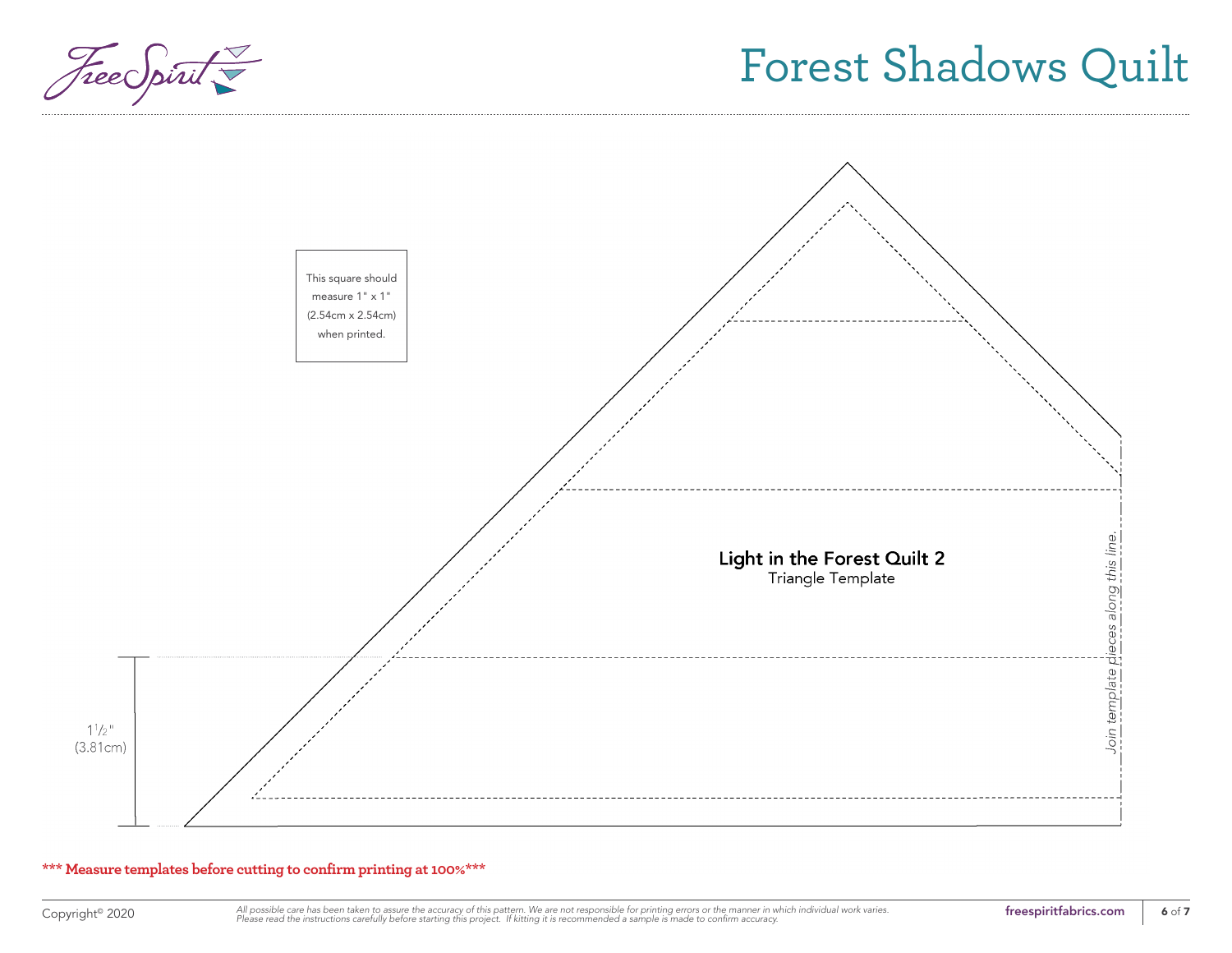This square should measure 1" x 1" (2.54cm x 2.54cm) when printed.

**Light in the Forest Quilt 2**
Triangle Template

*Join template pieces along this line.*

$1\frac{1}{2}$" (3.81cm)

**\*\*\* Measure templates before cutting to confirm printing at 100%\*\*\***

Copyright© 2020

*All possible care has been taken to assure the accuracy of this pattern. We are not responsible for printing errors or the manner in which individual work varies. Please read the instructions carefully before starting this project. If kitting it is recommended a sample is made to confirm accuracy.*

**freespiritfabrics.com**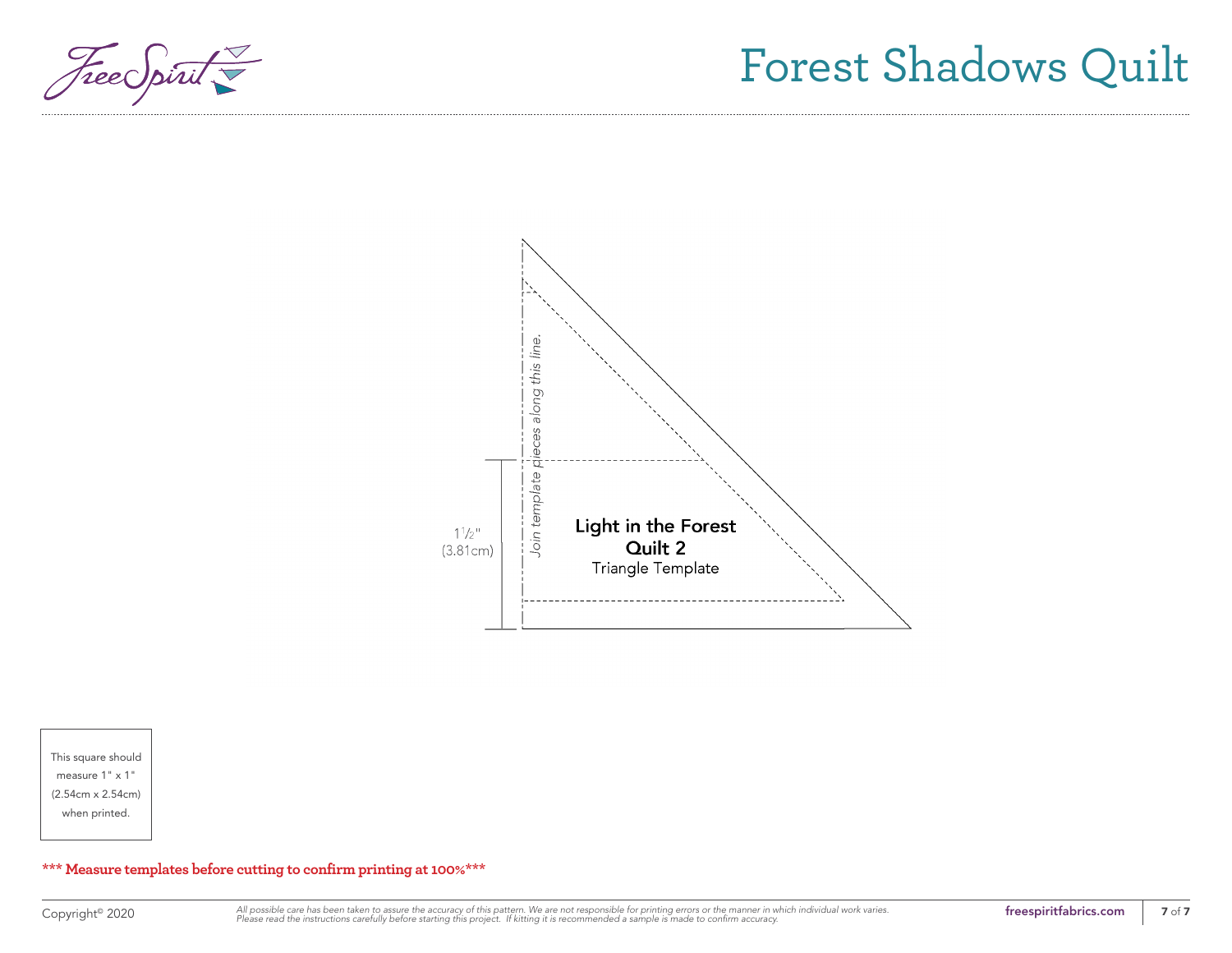# Forest Shadows Quilt

Join template pieces along this line.

1½"
(3.81cm)

**Light in the Forest**
**Quilt 2**
Triangle Template

This square should measure 1" x 1" (2.54cm x 2.54cm) when printed.

***\*\*\* Measure templates before cutting to confirm printing at 100%\*\*\****

Copyright© 2020

*All possible care has been taken to assure the accuracy of this pattern. We are not responsible for printing errors or the manner in which individual work varies. Please read the instructions carefully before starting this project. If kitting it is recommended a sample is made to confirm accuracy.*

**freespiritfabrics.com**